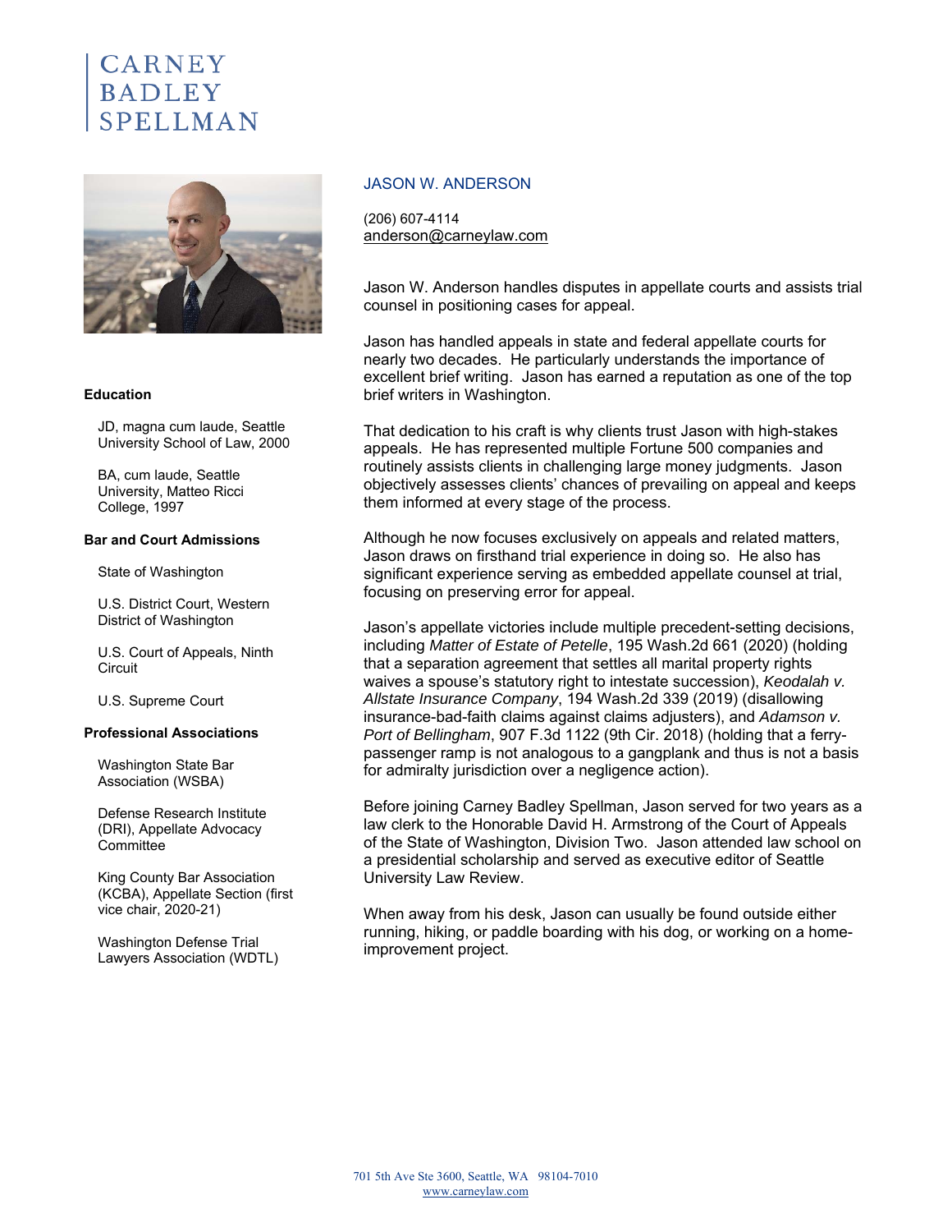# CARNEY BADLEY SPELLMAN

## JASON W. ANDERSON

(206) 607-4114
anderson@carneylaw.com

Jason W. Anderson handles disputes in appellate courts and assists trial counsel in positioning cases for appeal.

Jason has handled appeals in state and federal appellate courts for nearly two decades. He particularly understands the importance of excellent brief writing. Jason has earned a reputation as one of the top brief writers in Washington.

That dedication to his craft is why clients trust Jason with high-stakes appeals. He has represented multiple Fortune 500 companies and routinely assists clients in challenging large money judgments. Jason objectively assesses clients' chances of prevailing on appeal and keeps them informed at every stage of the process.

Although he now focuses exclusively on appeals and related matters, Jason draws on firsthand trial experience in doing so. He also has significant experience serving as embedded appellate counsel at trial, focusing on preserving error for appeal.

Jason's appellate victories include multiple precedent-setting decisions, including *Matter of Estate of Petelle*, 195 Wash.2d 661 (2020) (holding that a separation agreement that settles all marital property rights waives a spouse's statutory right to intestate succession), *Keodalah v. Allstate Insurance Company*, 194 Wash.2d 339 (2019) (disallowing insurance-bad-faith claims against claims adjusters), and *Adamson v. Port of Bellingham*, 907 F.3d 1122 (9th Cir. 2018) (holding that a ferry-passenger ramp is not analogous to a gangplank and thus is not a basis for admiralty jurisdiction over a negligence action).

Before joining Carney Badley Spellman, Jason served for two years as a law clerk to the Honorable David H. Armstrong of the Court of Appeals of the State of Washington, Division Two. Jason attended law school on a presidential scholarship and served as executive editor of Seattle University Law Review.

When away from his desk, Jason can usually be found outside either running, hiking, or paddle boarding with his dog, or working on a home-improvement project.

### Education

JD, magna cum laude, Seattle University School of Law, 2000

BA, cum laude, Seattle University, Matteo Ricci College, 1997

### Bar and Court Admissions

State of Washington

U.S. District Court, Western District of Washington

U.S. Court of Appeals, Ninth Circuit

U.S. Supreme Court

### Professional Associations

Washington State Bar Association (WSBA)

Defense Research Institute (DRI), Appellate Advocacy Committee

King County Bar Association (KCBA), Appellate Section (first vice chair, 2020-21)

Washington Defense Trial Lawyers Association (WDTL)

701 5th Ave Ste 3600, Seattle, WA 98104-7010
www.carneylaw.com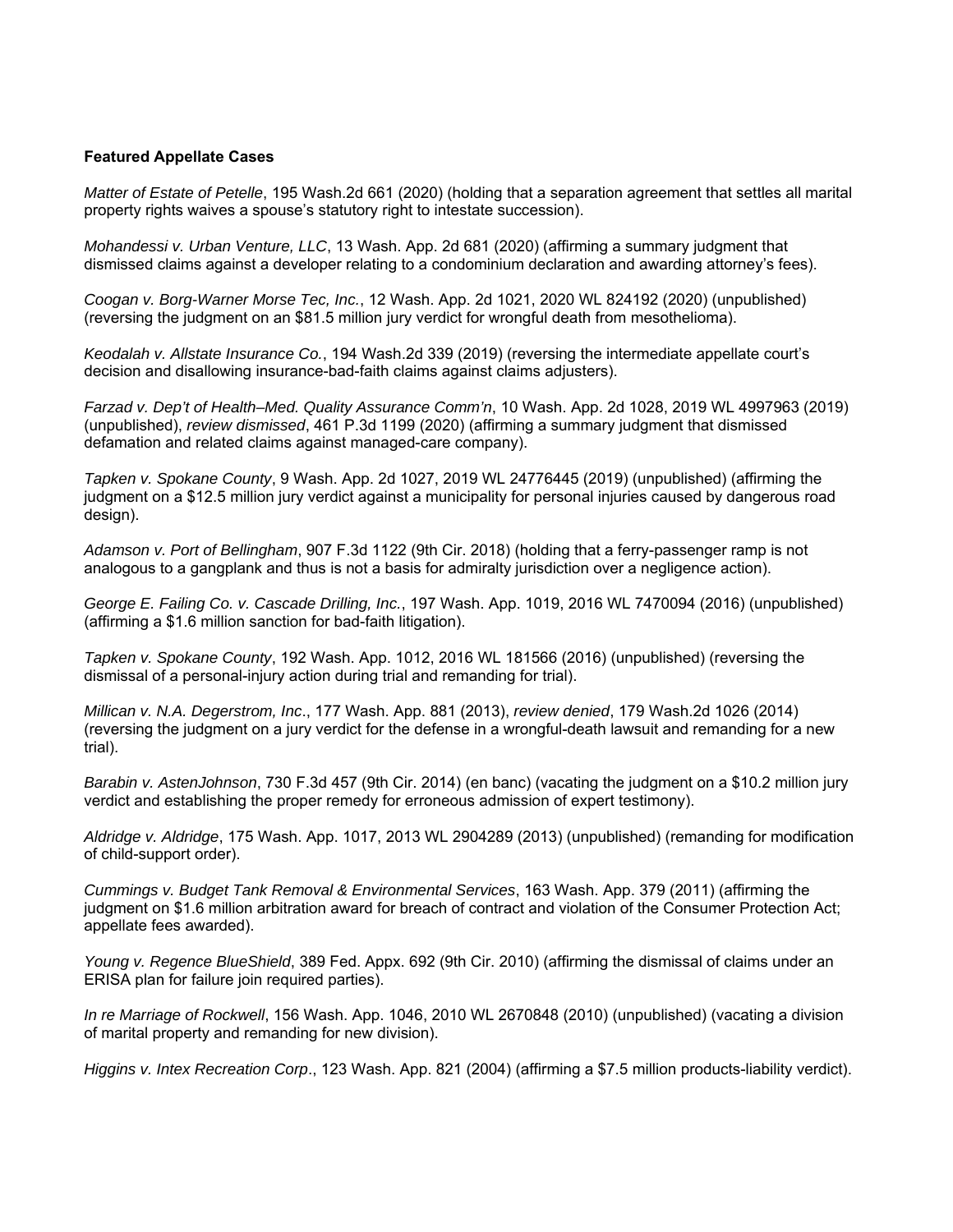**Featured Appellate Cases**

*Matter of Estate of Petelle*, 195 Wash.2d 661 (2020) (holding that a separation agreement that settles all marital property rights waives a spouse's statutory right to intestate succession).

*Mohandessi v. Urban Venture, LLC*, 13 Wash. App. 2d 681 (2020) (affirming a summary judgment that dismissed claims against a developer relating to a condominium declaration and awarding attorney's fees).

*Coogan v. Borg-Warner Morse Tec, Inc.*, 12 Wash. App. 2d 1021, 2020 WL 824192 (2020) (unpublished) (reversing the judgment on an $81.5 million jury verdict for wrongful death from mesothelioma).

*Keodalah v. Allstate Insurance Co.*, 194 Wash.2d 339 (2019) (reversing the intermediate appellate court's decision and disallowing insurance-bad-faith claims against claims adjusters).

*Farzad v. Dep't of Health–Med. Quality Assurance Comm'n*, 10 Wash. App. 2d 1028, 2019 WL 4997963 (2019) (unpublished), *review dismissed*, 461 P.3d 1199 (2020) (affirming a summary judgment that dismissed defamation and related claims against managed-care company).

*Tapken v. Spokane County*, 9 Wash. App. 2d 1027, 2019 WL 24776445 (2019) (unpublished) (affirming the judgment on a $12.5 million jury verdict against a municipality for personal injuries caused by dangerous road design).

*Adamson v. Port of Bellingham*, 907 F.3d 1122 (9th Cir. 2018) (holding that a ferry-passenger ramp is not analogous to a gangplank and thus is not a basis for admiralty jurisdiction over a negligence action).

*George E. Failing Co. v. Cascade Drilling, Inc.*, 197 Wash. App. 1019, 2016 WL 7470094 (2016) (unpublished) (affirming a $1.6 million sanction for bad-faith litigation).

*Tapken v. Spokane County*, 192 Wash. App. 1012, 2016 WL 181566 (2016) (unpublished) (reversing the dismissal of a personal-injury action during trial and remanding for trial).

*Millican v. N.A. Degerstrom, Inc*., 177 Wash. App. 881 (2013), *review denied*, 179 Wash.2d 1026 (2014) (reversing the judgment on a jury verdict for the defense in a wrongful-death lawsuit and remanding for a new trial).

*Barabin v. AstenJohnson*, 730 F.3d 457 (9th Cir. 2014) (en banc) (vacating the judgment on a $10.2 million jury verdict and establishing the proper remedy for erroneous admission of expert testimony).

*Aldridge v. Aldridge*, 175 Wash. App. 1017, 2013 WL 2904289 (2013) (unpublished) (remanding for modification of child-support order).

*Cummings v. Budget Tank Removal & Environmental Services*, 163 Wash. App. 379 (2011) (affirming the judgment on $1.6 million arbitration award for breach of contract and violation of the Consumer Protection Act; appellate fees awarded).

*Young v. Regence BlueShield*, 389 Fed. Appx. 692 (9th Cir. 2010) (affirming the dismissal of claims under an ERISA plan for failure join required parties).

*In re Marriage of Rockwell*, 156 Wash. App. 1046, 2010 WL 2670848 (2010) (unpublished) (vacating a division of marital property and remanding for new division).

*Higgins v. Intex Recreation Corp*., 123 Wash. App. 821 (2004) (affirming a $7.5 million products-liability verdict).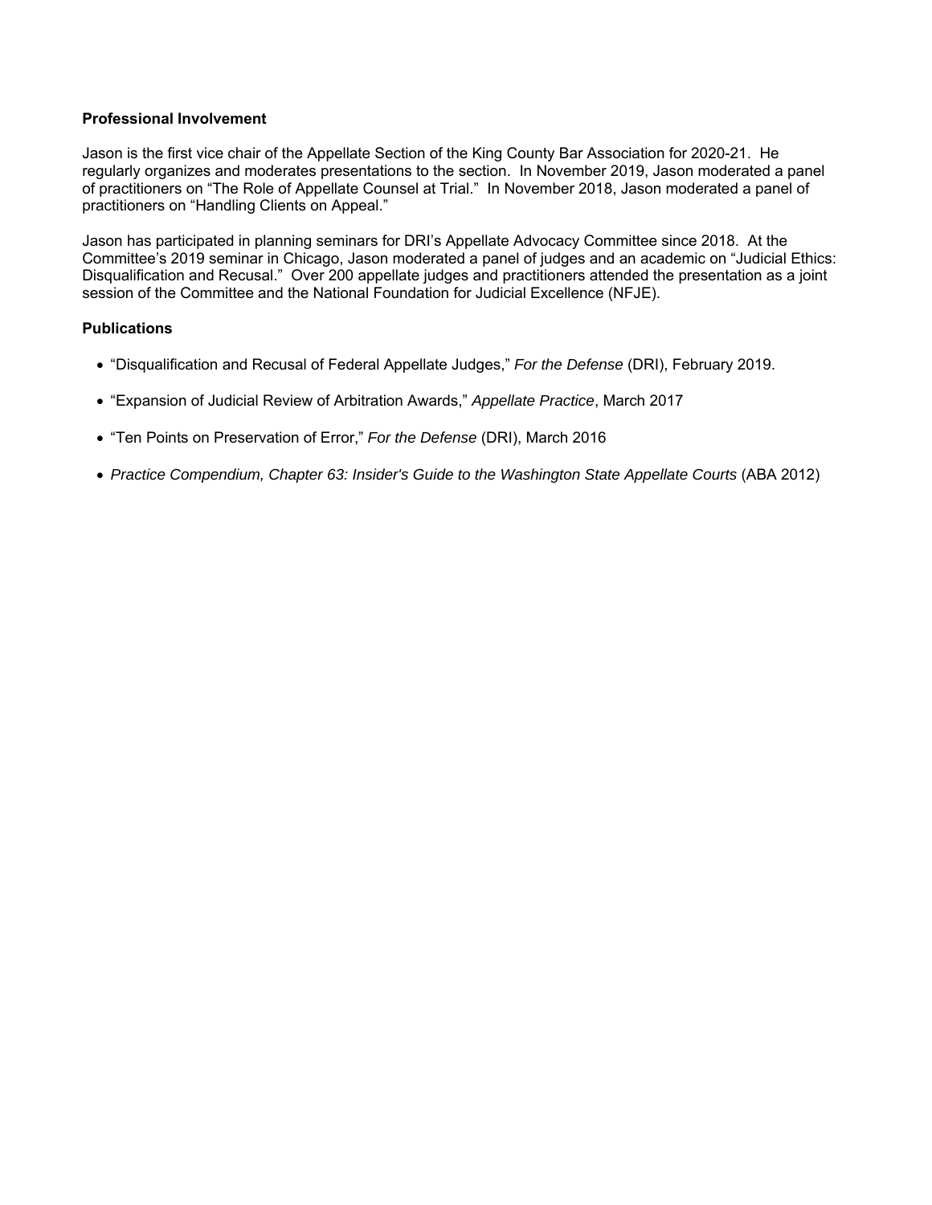**Professional Involvement**

Jason is the first vice chair of the Appellate Section of the King County Bar Association for 2020-21. He regularly organizes and moderates presentations to the section. In November 2019, Jason moderated a panel of practitioners on "The Role of Appellate Counsel at Trial." In November 2018, Jason moderated a panel of practitioners on "Handling Clients on Appeal."

Jason has participated in planning seminars for DRI's Appellate Advocacy Committee since 2018. At the Committee's 2019 seminar in Chicago, Jason moderated a panel of judges and an academic on "Judicial Ethics: Disqualification and Recusal." Over 200 appellate judges and practitioners attended the presentation as a joint session of the Committee and the National Foundation for Judicial Excellence (NFJE).

**Publications**

- "Disqualification and Recusal of Federal Appellate Judges," *For the Defense* (DRI), February 2019.
- "Expansion of Judicial Review of Arbitration Awards," *Appellate Practice*, March 2017
- "Ten Points on Preservation of Error," *For the Defense* (DRI), March 2016
- *Practice Compendium, Chapter 63: Insider's Guide to the Washington State Appellate Courts* (ABA 2012)